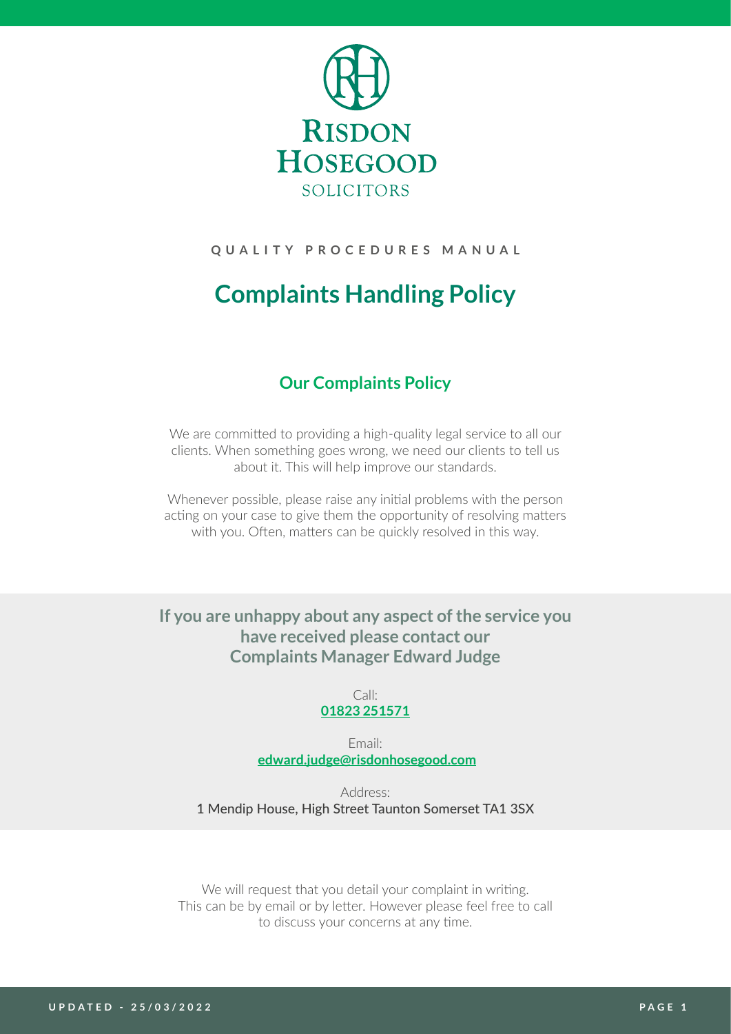RISDON HOSEGOOD
SOLICITORS

QUALITY PROCEDURES MANUAL

# Complaints Handling Policy

## Our Complaints Policy

We are committed to providing a high-quality legal service to all our clients. When something goes wrong, we need our clients to tell us about it. This will help improve our standards.

Whenever possible, please raise any initial problems with the person acting on your case to give them the opportunity of resolving matters with you. Often, matters can be quickly resolved in this way.

**If you are unhappy about any aspect of the service you have received please contact our Complaints Manager Edward Judge**

Call:
**01823 251571**

Email:
**edward.judge@risdonhosegood.com**

Address:
1 Mendip House, High Street Taunton Somerset TA1 3SX

We will request that you detail your complaint in writing. This can be by email or by letter. However please feel free to call to discuss your concerns at any time.

UPDATED - 25/03/2022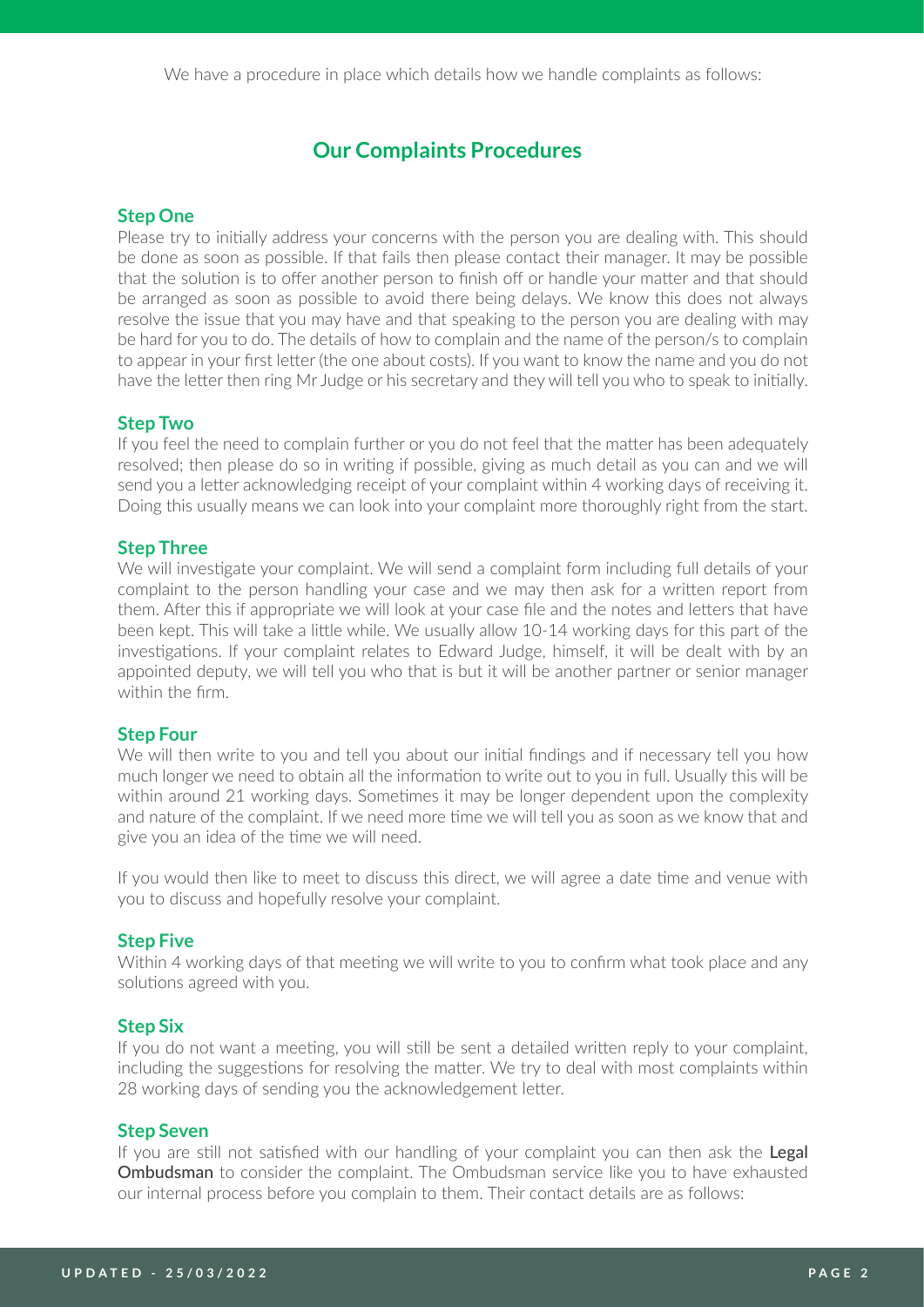We have a procedure in place which details how we handle complaints as follows:

## Our Complaints Procedures

### Step One

Please try to initially address your concerns with the person you are dealing with. This should be done as soon as possible. If that fails then please contact their manager. It may be possible that the solution is to offer another person to finish off or handle your matter and that should be arranged as soon as possible to avoid there being delays. We know this does not always resolve the issue that you may have and that speaking to the person you are dealing with may be hard for you to do. The details of how to complain and the name of the person/s to complain to appear in your first letter (the one about costs). If you want to know the name and you do not have the letter then ring Mr Judge or his secretary and they will tell you who to speak to initially.

### Step Two

If you feel the need to complain further or you do not feel that the matter has been adequately resolved; then please do so in writing if possible, giving as much detail as you can and we will send you a letter acknowledging receipt of your complaint within 4 working days of receiving it. Doing this usually means we can look into your complaint more thoroughly right from the start.

### Step Three

We will investigate your complaint. We will send a complaint form including full details of your complaint to the person handling your case and we may then ask for a written report from them. After this if appropriate we will look at your case file and the notes and letters that have been kept. This will take a little while. We usually allow 10-14 working days for this part of the investigations. If your complaint relates to Edward Judge, himself, it will be dealt with by an appointed deputy, we will tell you who that is but it will be another partner or senior manager within the firm.

### Step Four

We will then write to you and tell you about our initial findings and if necessary tell you how much longer we need to obtain all the information to write out to you in full. Usually this will be within around 21 working days. Sometimes it may be longer dependent upon the complexity and nature of the complaint. If we need more time we will tell you as soon as we know that and give you an idea of the time we will need.

If you would then like to meet to discuss this direct, we will agree a date time and venue with you to discuss and hopefully resolve your complaint.

### Step Five

Within 4 working days of that meeting we will write to you to confirm what took place and any solutions agreed with you.

### Step Six

If you do not want a meeting, you will still be sent a detailed written reply to your complaint, including the suggestions for resolving the matter. We try to deal with most complaints within 28 working days of sending you the acknowledgement letter.

### Step Seven

If you are still not satisfied with our handling of your complaint you can then ask the **Legal Ombudsman** to consider the complaint. The Ombudsman service like you to have exhausted our internal process before you complain to them. Their contact details are as follows: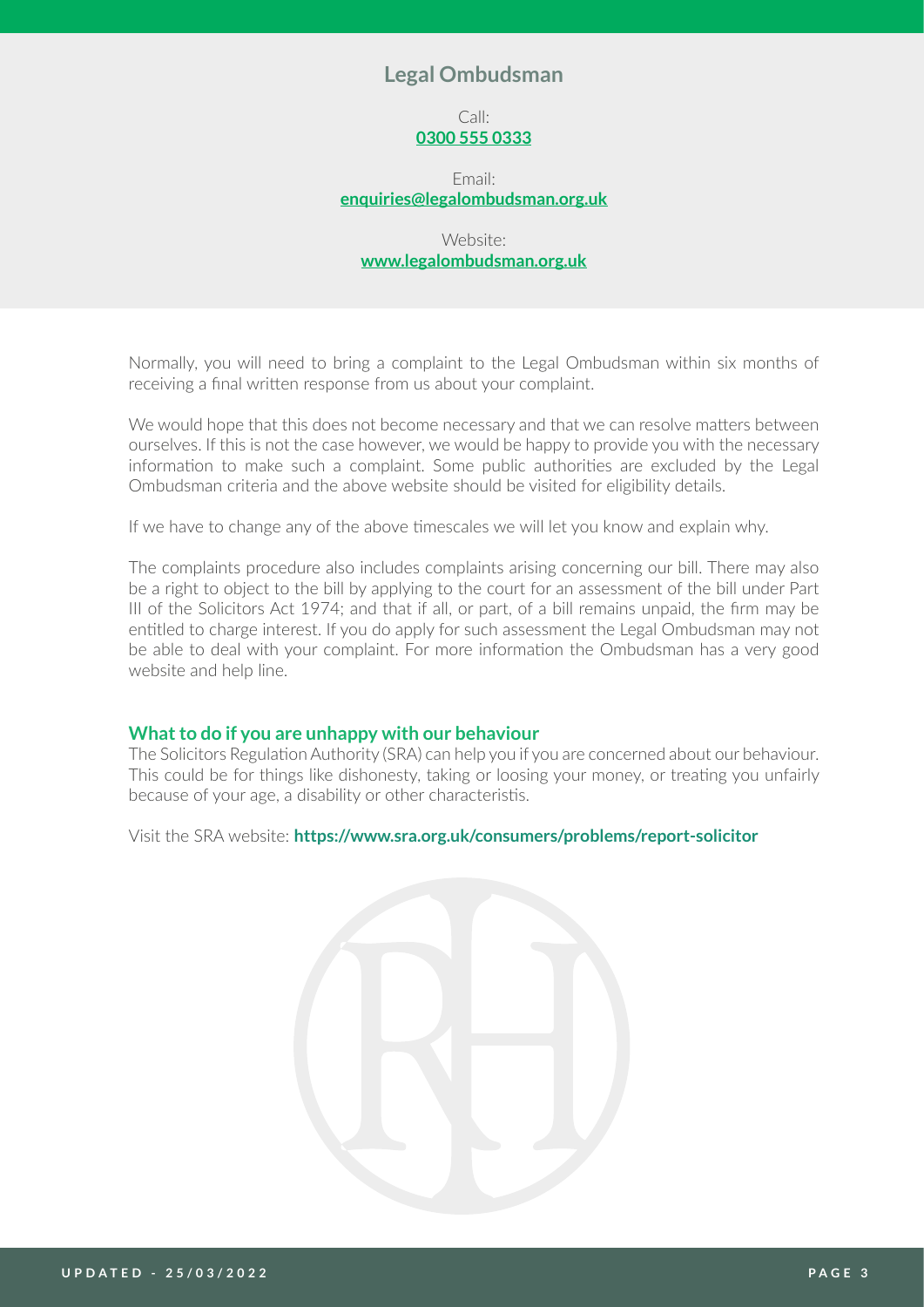## Legal Ombudsman

Call:
**0300 555 0333**

Email:
**enquiries@legalombudsman.org.uk**

Website:
**www.legalombudsman.org.uk**

Normally, you will need to bring a complaint to the Legal Ombudsman within six months of receiving a final written response from us about your complaint.

We would hope that this does not become necessary and that we can resolve matters between ourselves. If this is not the case however, we would be happy to provide you with the necessary information to make such a complaint. Some public authorities are excluded by the Legal Ombudsman criteria and the above website should be visited for eligibility details.

If we have to change any of the above timescales we will let you know and explain why.

The complaints procedure also includes complaints arising concerning our bill. There may also be a right to object to the bill by applying to the court for an assessment of the bill under Part III of the Solicitors Act 1974; and that if all, or part, of a bill remains unpaid, the firm may be entitled to charge interest. If you do apply for such assessment the Legal Ombudsman may not be able to deal with your complaint. For more information the Ombudsman has a very good website and help line.

### What to do if you are unhappy with our behaviour

The Solicitors Regulation Authority (SRA) can help you if you are concerned about our behaviour. This could be for things like dishonesty, taking or loosing your money, or treating you unfairly because of your age, a disability or other characteristis.

Visit the SRA website: **https://www.sra.org.uk/consumers/problems/report-solicitor**

UPDATED - 25/03/2022